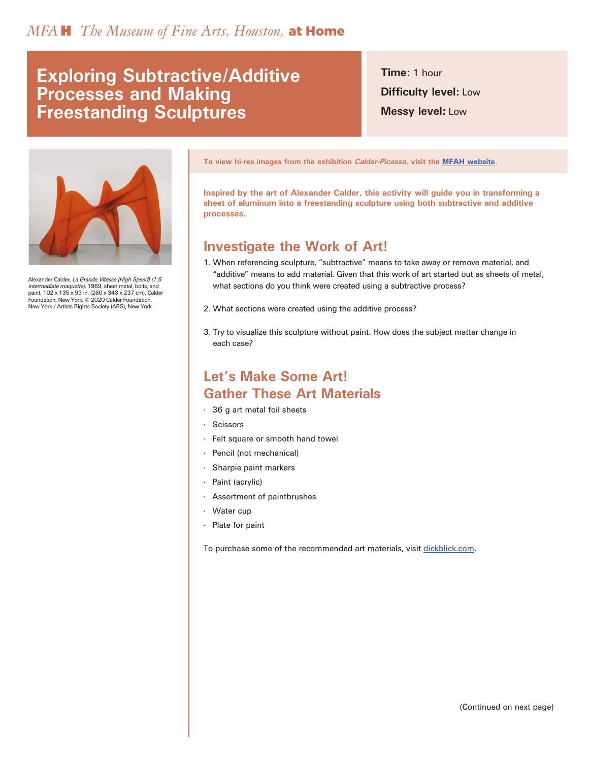*MFA H The Museum of Fine Arts, Houston,* **at Home**

# Exploring Subtractive/Additive Processes and Making Freestanding Sculptures

**Time:** 1 hour

**Difficulty level:** Low

**Messy level:** Low

Alexander Calder, *La Grande Vitesse (High Speed) (1:5 intermediate maquette)*, 1969, sheet metal, bolts, and paint, 102 x 135 x 93 in. (260 x 343 x 237 cm), Calder Foundation, New York. © 2020 Calder Foundation, New York / Artists Rights Society (ARS), New York

**To view hi-res images from the exhibition *Calder-Picasso*, visit the MFAH website.**

**Inspired by the art of Alexander Calder, this activity will guide you in transforming a sheet of aluminum into a freestanding sculpture using both subtractive and additive processes.**

## Investigate the Work of Art!

1. When referencing sculpture, "subtractive" means to take away or remove material, and "additive" means to add material. Given that this work of art started out as sheets of metal, what sections do you think were created using a subtractive process?

2. What sections were created using the additive process?

3. Try to visualize this sculpture without paint. How does the subject matter change in each case?

## Let's Make Some Art! Gather These Art Materials

- 36 g art metal foil sheets
- Scissors
- Felt square or smooth hand towel
- Pencil (not mechanical)
- Sharpie paint markers
- Paint (acrylic)
- Assortment of paintbrushes
- Water cup
- Plate for paint

To purchase some of the recommended art materials, visit dickblick.com.

(Continued on next page)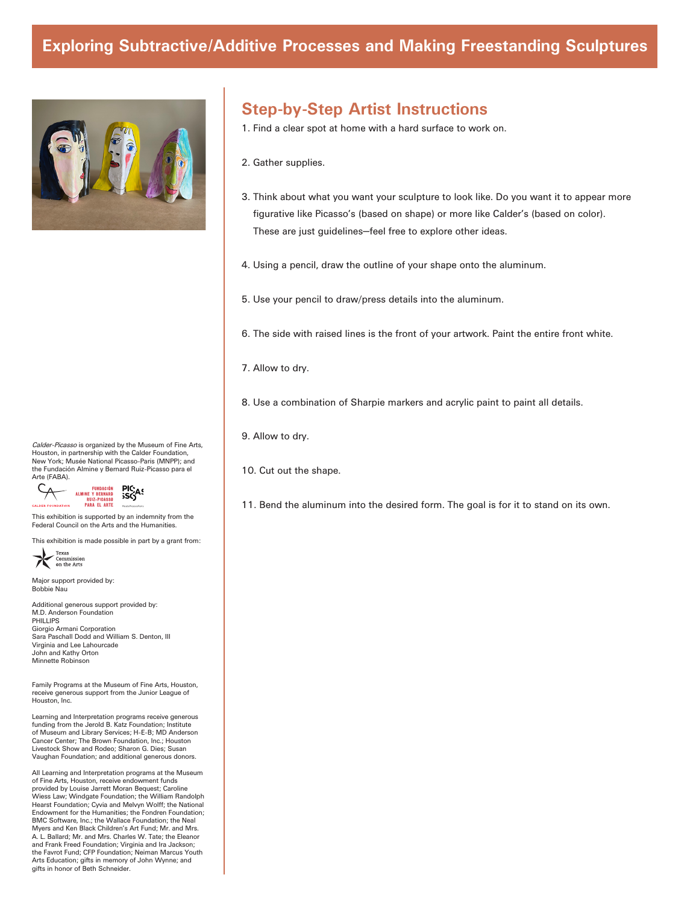## Exploring Subtractive/Additive Processes and Making Freestanding Sculptures

### Step-by-Step Artist Instructions

1. Find a clear spot at home with a hard surface to work on.

2. Gather supplies.

3. Think about what you want your sculpture to look like. Do you want it to appear more figurative like Picasso's (based on shape) or more like Calder's (based on color). These are just guidelines—feel free to explore other ideas.

4. Using a pencil, draw the outline of your shape onto the aluminum.

5. Use your pencil to draw/press details into the aluminum.

6. The side with raised lines is the front of your artwork. Paint the entire front white.

7. Allow to dry.

8. Use a combination of Sharpie markers and acrylic paint to paint all details.

9. Allow to dry.

10. Cut out the shape.

11. Bend the aluminum into the desired form. The goal is for it to stand on its own.

*Calder-Picasso* is organized by the Museum of Fine Arts, Houston, in partnership with the Calder Foundation, New York; Musée National Picasso-Paris (MNPP); and the Fundación Almine y Bernard Ruiz-Picasso para el Arte (FABA).

This exhibition is supported by an indemnity from the Federal Council on the Arts and the Humanities.

This exhibition is made possible in part by a grant from:

Texas Commission on the Arts

Major support provided by:
Bobbie Nau

Additional generous support provided by:
M.D. Anderson Foundation
PHILLIPS
Giorgio Armani Corporation
Sara Paschall Dodd and William S. Denton, III
Virginia and Lee Lahourcade
John and Kathy Orton
Minnette Robinson

Family Programs at the Museum of Fine Arts, Houston, receive generous support from the Junior League of Houston, Inc.

Learning and Interpretation programs receive generous funding from the Jerold B. Katz Foundation; Institute of Museum and Library Services; H-E-B; MD Anderson Cancer Center; The Brown Foundation, Inc.; Houston Livestock Show and Rodeo; Sharon G. Dies; Susan Vaughan Foundation; and additional generous donors.

All Learning and Interpretation programs at the Museum of Fine Arts, Houston, receive endowment funds provided by Louise Jarrett Moran Bequest; Caroline Wiess Law; Windgate Foundation; the William Randolph Hearst Foundation; Cyvia and Melvyn Wolff; the National Endowment for the Humanities; the Fondren Foundation; BMC Software, Inc.; the Wallace Foundation; the Neal Myers and Ken Black Children's Art Fund; Mr. and Mrs. A. L. Ballard; Mr. and Mrs. Charles W. Tate; the Eleanor and Frank Freed Foundation; Virginia and Ira Jackson; the Favrot Fund; CFP Foundation; Neiman Marcus Youth Arts Education; gifts in memory of John Wynne; and gifts in honor of Beth Schneider.